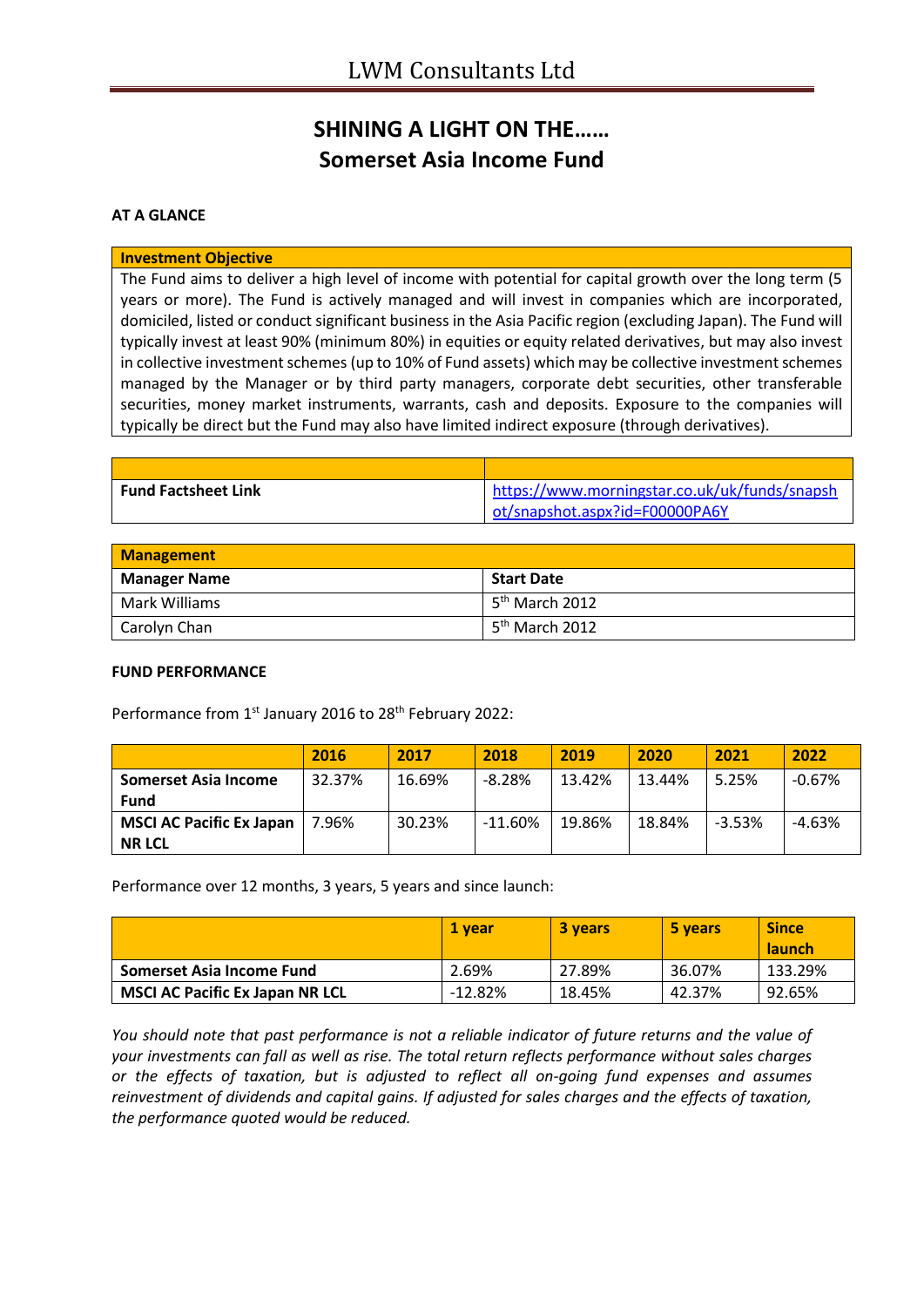# SHINING A LIGHT ON THE……
# Somerset Asia Income Fund

**AT A GLANCE**

| **Investment Objective** |
|---|
| The Fund aims to deliver a high level of income with potential for capital growth over the long term (5 years or more). The Fund is actively managed and will invest in companies which are incorporated, domiciled, listed or conduct significant business in the Asia Pacific region (excluding Japan). The Fund will typically invest at least 90% (minimum 80%) in equities or equity related derivatives, but may also invest in collective investment schemes (up to 10% of Fund assets) which may be collective investment schemes managed by the Manager or by third party managers, corporate debt securities, other transferable securities, money market instruments, warrants, cash and deposits. Exposure to the companies will typically be direct but the Fund may also have limited indirect exposure (through derivatives). |

| | |
|---|---|
| **Fund Factsheet Link** | https://www.morningstar.co.uk/uk/funds/snapshot/snapshot.aspx?id=F00000PA6Y |

| **Management** | |
|---|---|
| **Manager Name** | **Start Date** |
| Mark Williams | 5th March 2012 |
| Carolyn Chan | 5th March 2012 |

**FUND PERFORMANCE**

Performance from 1st January 2016 to 28th February 2022:

| | 2016 | 2017 | 2018 | 2019 | 2020 | 2021 | 2022 |
|---|---|---|---|---|---|---|---|
| **Somerset Asia Income Fund** | 32.37% | 16.69% | -8.28% | 13.42% | 13.44% | 5.25% | -0.67% |
| **MSCI AC Pacific Ex Japan NR LCL** | 7.96% | 30.23% | -11.60% | 19.86% | 18.84% | -3.53% | -4.63% |

Performance over 12 months, 3 years, 5 years and since launch:

| | 1 year | 3 years | 5 years | Since launch |
|---|---|---|---|---|
| **Somerset Asia Income Fund** | 2.69% | 27.89% | 36.07% | 133.29% |
| **MSCI AC Pacific Ex Japan NR LCL** | -12.82% | 18.45% | 42.37% | 92.65% |

*You should note that past performance is not a reliable indicator of future returns and the value of your investments can fall as well as rise. The total return reflects performance without sales charges or the effects of taxation, but is adjusted to reflect all on-going fund expenses and assumes reinvestment of dividends and capital gains. If adjusted for sales charges and the effects of taxation, the performance quoted would be reduced.*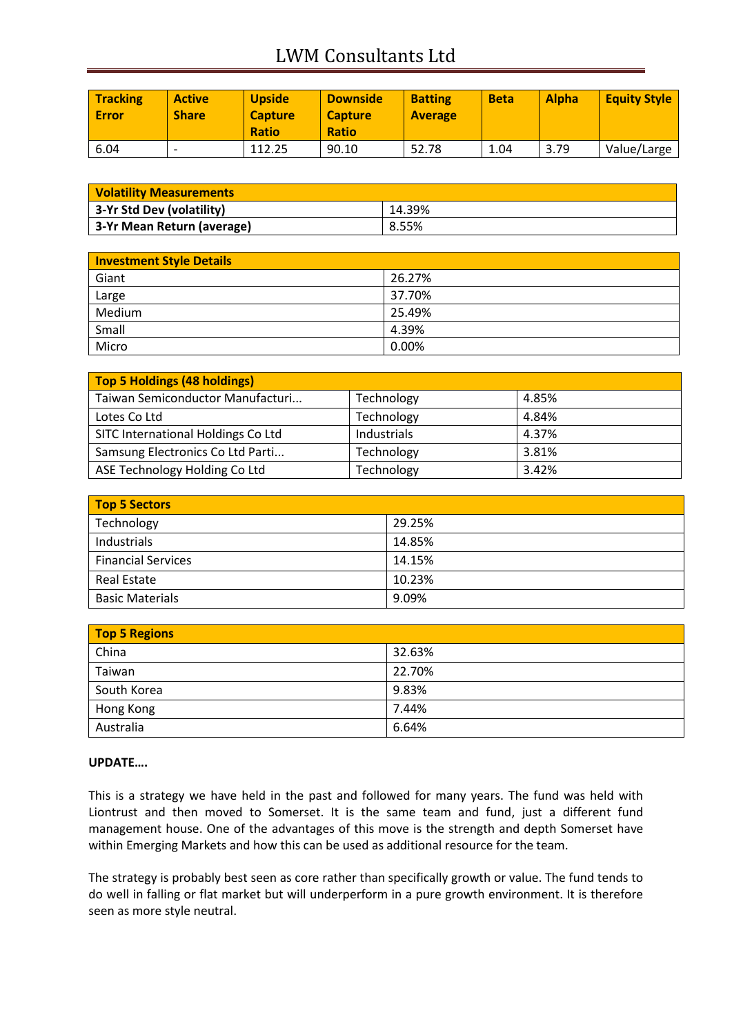| Tracking Error | Active Share | Upside Capture Ratio | Downside Capture Ratio | Batting Average | Beta | Alpha | Equity Style |
|---|---|---|---|---|---|---|---|
| 6.04 | - | 112.25 | 90.10 | 52.78 | 1.04 | 3.79 | Value/Large |

| Volatility Measurements | |
|---|---|
| **3-Yr Std Dev (volatility)** | 14.39% |
| **3-Yr Mean Return (average)** | 8.55% |

| Investment Style Details | |
|---|---|
| Giant | 26.27% |
| Large | 37.70% |
| Medium | 25.49% |
| Small | 4.39% |
| Micro | 0.00% |

| Top 5 Holdings (48 holdings) | | |
|---|---|---|
| Taiwan Semiconductor Manufacturi... | Technology | 4.85% |
| Lotes Co Ltd | Technology | 4.84% |
| SITC International Holdings Co Ltd | Industrials | 4.37% |
| Samsung Electronics Co Ltd Parti... | Technology | 3.81% |
| ASE Technology Holding Co Ltd | Technology | 3.42% |

| Top 5 Sectors | |
|---|---|
| Technology | 29.25% |
| Industrials | 14.85% |
| Financial Services | 14.15% |
| Real Estate | 10.23% |
| Basic Materials | 9.09% |

| Top 5 Regions | |
|---|---|
| China | 32.63% |
| Taiwan | 22.70% |
| South Korea | 9.83% |
| Hong Kong | 7.44% |
| Australia | 6.64% |

**UPDATE….**

This is a strategy we have held in the past and followed for many years. The fund was held with Liontrust and then moved to Somerset. It is the same team and fund, just a different fund management house. One of the advantages of this move is the strength and depth Somerset have within Emerging Markets and how this can be used as additional resource for the team.

The strategy is probably best seen as core rather than specifically growth or value. The fund tends to do well in falling or flat market but will underperform in a pure growth environment. It is therefore seen as more style neutral.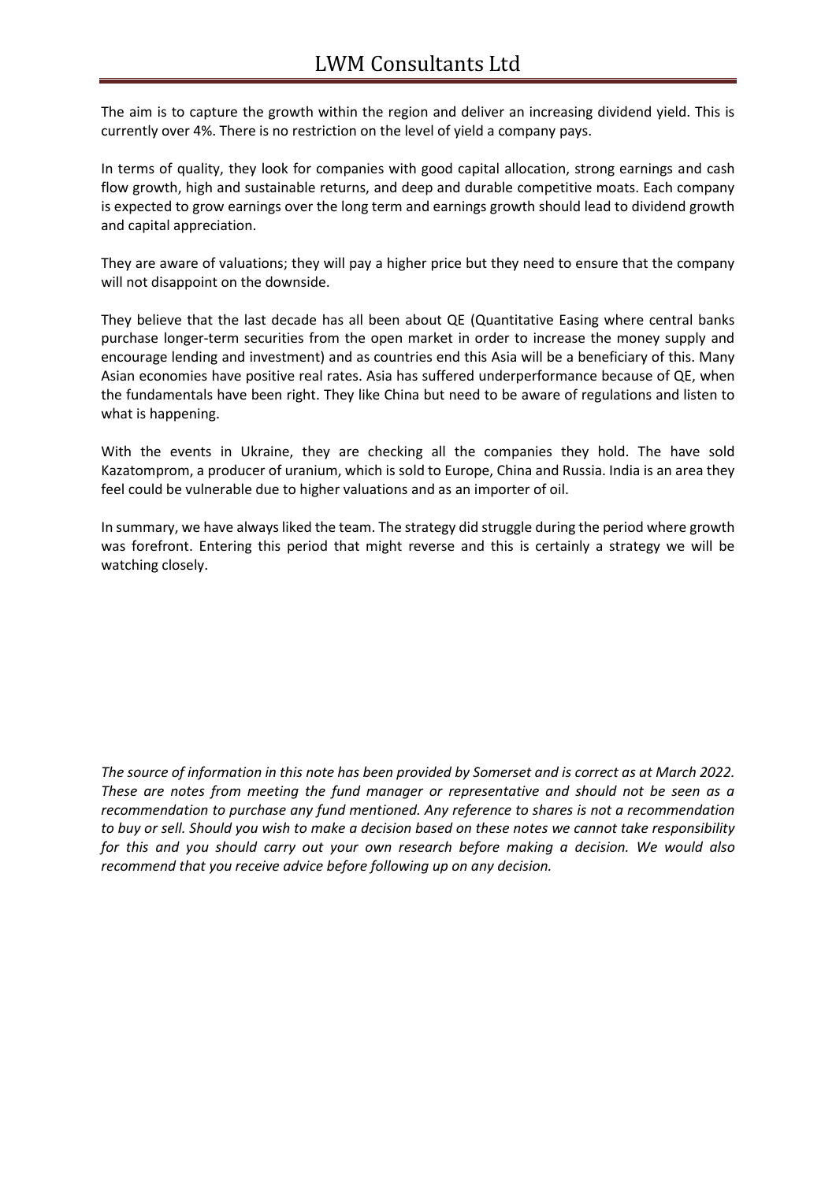The aim is to capture the growth within the region and deliver an increasing dividend yield. This is currently over 4%. There is no restriction on the level of yield a company pays.

In terms of quality, they look for companies with good capital allocation, strong earnings and cash flow growth, high and sustainable returns, and deep and durable competitive moats. Each company is expected to grow earnings over the long term and earnings growth should lead to dividend growth and capital appreciation.

They are aware of valuations; they will pay a higher price but they need to ensure that the company will not disappoint on the downside.

They believe that the last decade has all been about QE (Quantitative Easing where central banks purchase longer-term securities from the open market in order to increase the money supply and encourage lending and investment) and as countries end this Asia will be a beneficiary of this. Many Asian economies have positive real rates. Asia has suffered underperformance because of QE, when the fundamentals have been right. They like China but need to be aware of regulations and listen to what is happening.

With the events in Ukraine, they are checking all the companies they hold. The have sold Kazatomprom, a producer of uranium, which is sold to Europe, China and Russia. India is an area they feel could be vulnerable due to higher valuations and as an importer of oil.

In summary, we have always liked the team. The strategy did struggle during the period where growth was forefront. Entering this period that might reverse and this is certainly a strategy we will be watching closely.

*The source of information in this note has been provided by Somerset and is correct as at March 2022. These are notes from meeting the fund manager or representative and should not be seen as a recommendation to purchase any fund mentioned. Any reference to shares is not a recommendation to buy or sell. Should you wish to make a decision based on these notes we cannot take responsibility for this and you should carry out your own research before making a decision. We would also recommend that you receive advice before following up on any decision.*